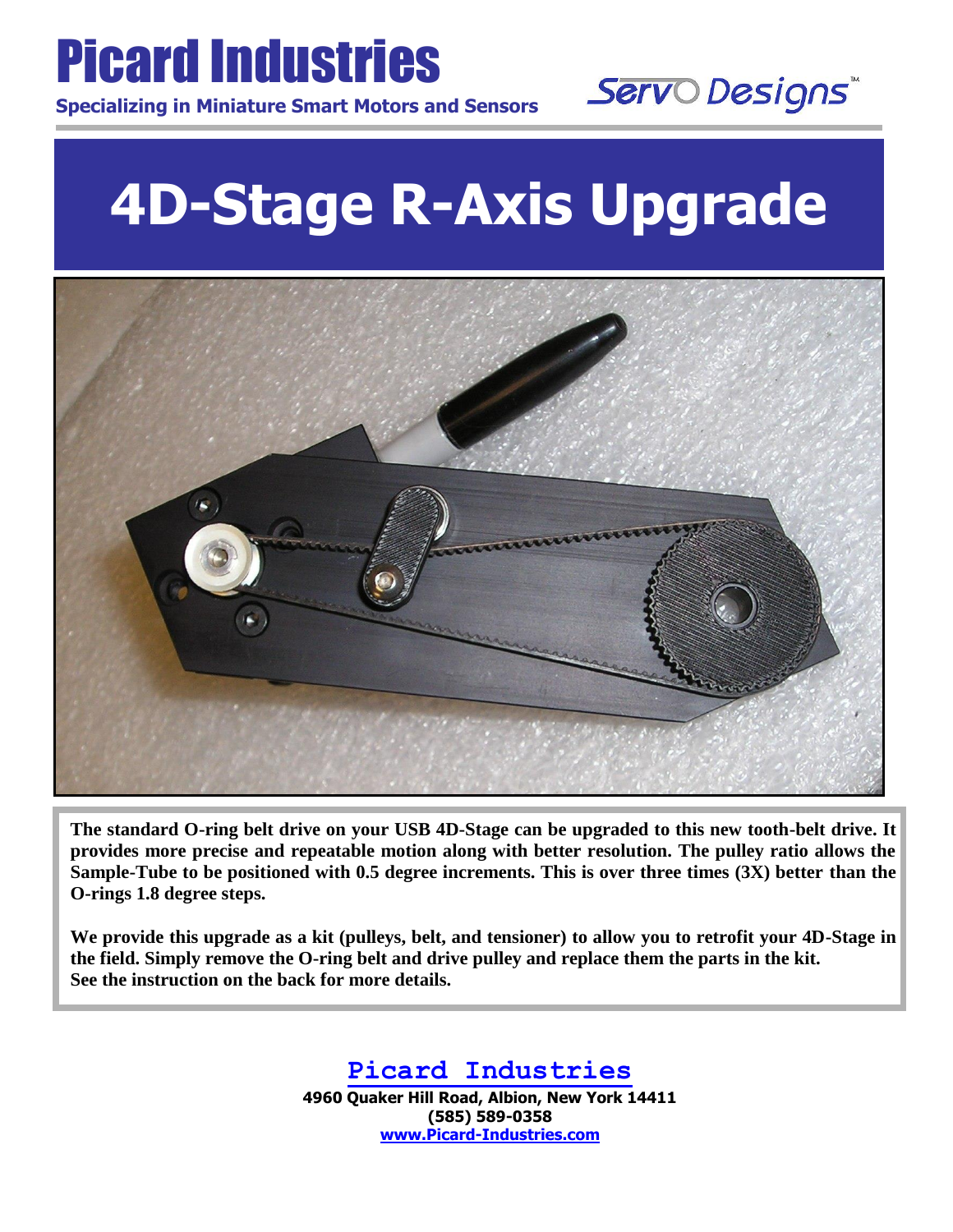# Picard Industries

**Specializing in Miniature Smart Motors and Sensors**

Servo Designs™

# 4D-Stage R-Axis Upgrade

**The standard O-ring belt drive on your USB 4D-Stage can be upgraded to this new tooth-belt drive. It provides more precise and repeatable motion along with better resolution. The pulley ratio allows the Sample-Tube to be positioned with 0.5 degree increments. This is over three times (3X) better than the O-rings 1.8 degree steps.**

**We provide this upgrade as a kit (pulleys, belt, and tensioner) to allow you to retrofit your 4D-Stage in the field. Simply remove the O-ring belt and drive pulley and replace them the parts in the kit. See the instruction on the back for more details.**

**Picard Industries**

**4960 Quaker Hill Road, Albion, New York 14411**
**(585) 589-0358**
**www.Picard-Industries.com**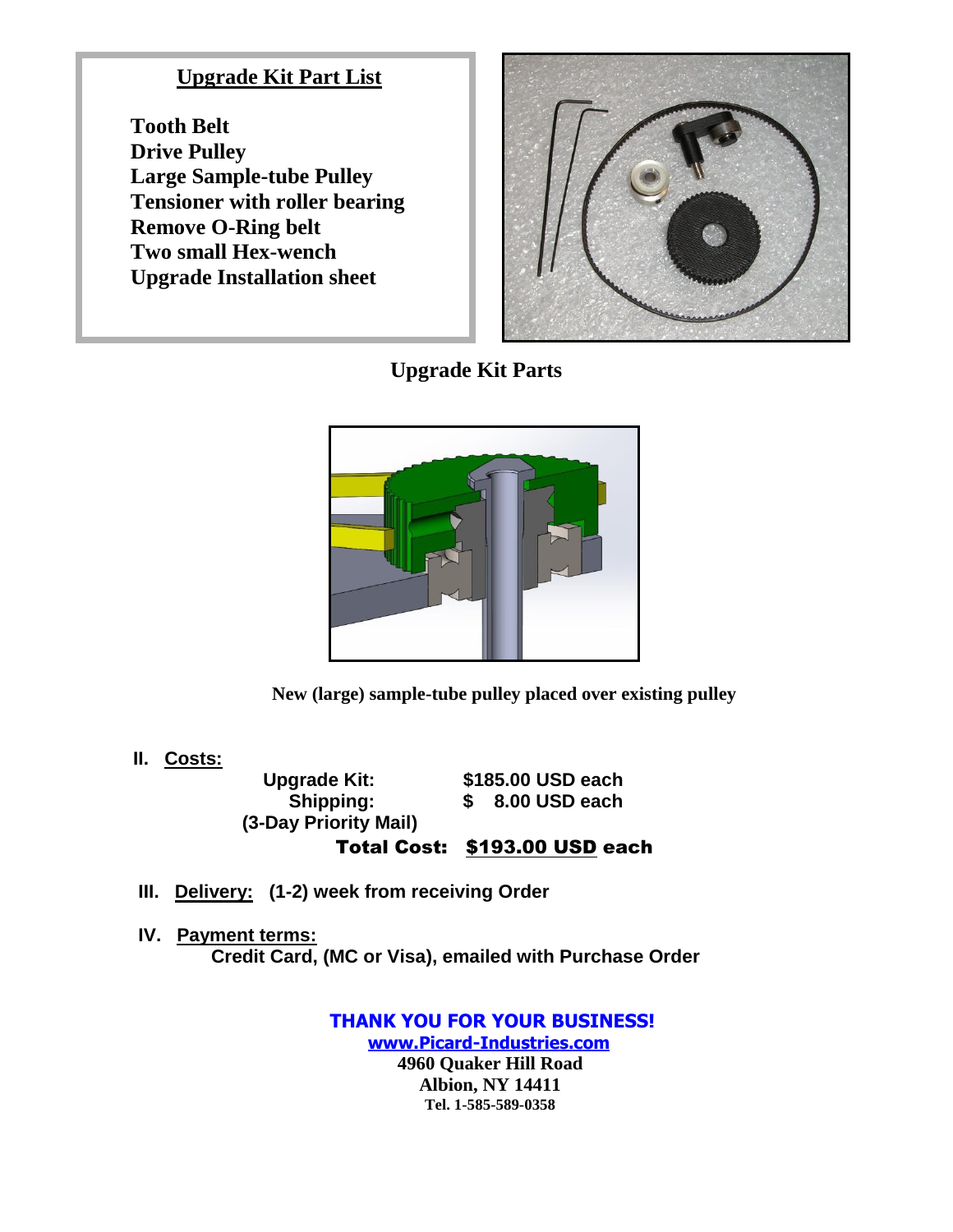## Upgrade Kit Part List

**Tooth Belt**
**Drive Pulley**
**Large Sample-tube Pulley**
**Tensioner with roller bearing**
**Remove O-Ring belt**
**Two small Hex-wench**
**Upgrade Installation sheet**

**Upgrade Kit Parts**

**New (large) sample-tube pulley placed over existing pulley**

**II. Costs:**

| | |
|---|---|
| **Upgrade Kit:** | **$185.00 USD each** |
| **Shipping: (3-Day Priority Mail)** | **$ 8.00 USD each** |
| **Total Cost:** | **$193.00 USD each** |

**III. Delivery: (1-2) week from receiving Order**

**IV. Payment terms:**
**Credit Card, (MC or Visa), emailed with Purchase Order**

**THANK YOU FOR YOUR BUSINESS!**
**www.Picard-Industries.com**
**4960 Quaker Hill Road**
**Albion, NY 14411**
**Tel. 1-585-589-0358**